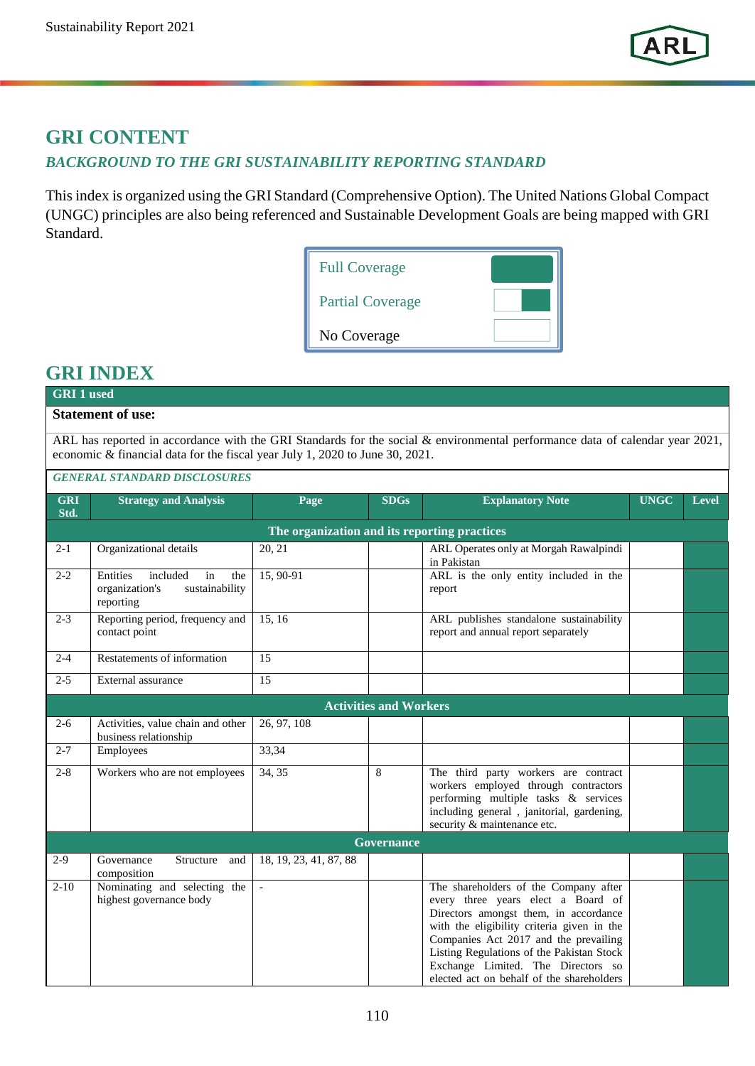# GRI CONTENT

## *BACKGROUND TO THE GRI SUSTAINABILITY REPORTING STANDARD*

This index is organized using the GRI Standard (Comprehensive Option). The United Nations Global Compact (UNGC) principles are also being referenced and Sustainable Development Goals are being mapped with GRI Standard.

| Full Coverage | |
|---|---|
| Partial Coverage | |
| No Coverage | |

# GRI INDEX

| GRI 1 used | | | | | | |
|---|---|---|---|---|---|---|
| **Statement of use:** | | | | | | |
| ARL has reported in accordance with the GRI Standards for the social & environmental performance data of calendar year 2021, economic & financial data for the fiscal year July 1, 2020 to June 30, 2021. | | | | | | |
| *GENERAL STANDARD DISCLOSURES* | | | | | | |
| **GRI Std.** | **Strategy and Analysis** | **Page** | **SDGs** | **Explanatory Note** | **UNGC** | **Level** |
| **The organization and its reporting practices** | | | | | | |
| 2-1 | Organizational details | 20, 21 | | ARL Operates only at Morgah Rawalpindi in Pakistan | | |
| 2-2 | Entities included in the organization's sustainability reporting | 15, 90-91 | | ARL is the only entity included in the report | | |
| 2-3 | Reporting period, frequency and contact point | 15, 16 | | ARL publishes standalone sustainability report and annual report separately | | |
| 2-4 | Restatements of information | 15 | | | | |
| 2-5 | External assurance | 15 | | | | |
| **Activities and Workers** | | | | | | |
| 2-6 | Activities, value chain and other business relationship | 26, 97, 108 | | | | |
| 2-7 | Employees | 33,34 | | | | |
| 2-8 | Workers who are not employees | 34, 35 | 8 | The third party workers are contract workers employed through contractors performing multiple tasks & services including general , janitorial, gardening, security & maintenance etc. | | |
| **Governance** | | | | | | |
| 2-9 | Governance Structure and composition | 18, 19, 23, 41, 87, 88 | | | | |
| 2-10 | Nominating and selecting the highest governance body | - | | The shareholders of the Company after every three years elect a Board of Directors amongst them, in accordance with the eligibility criteria given in the Companies Act 2017 and the prevailing Listing Regulations of the Pakistan Stock Exchange Limited. The Directors so elected act on behalf of the shareholders | | |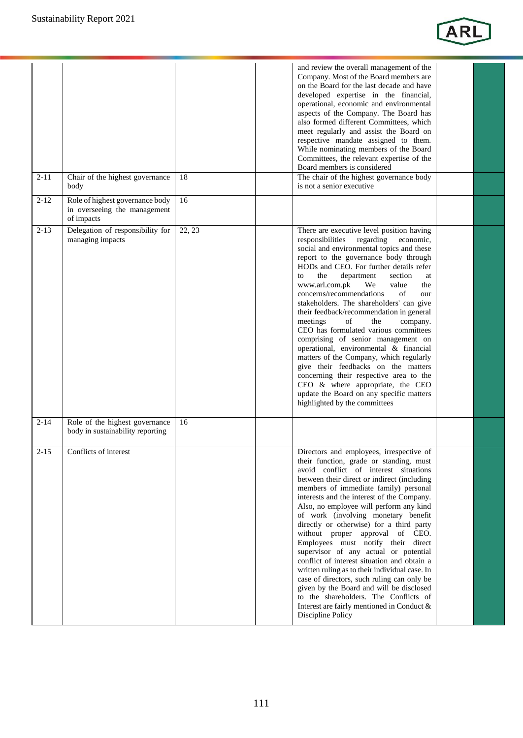| | | | | | | |
|---|---|---|---|---|---|---|
| | | | | and review the overall management of the Company. Most of the Board members are on the Board for the last decade and have developed expertise in the financial, operational, economic and environmental aspects of the Company. The Board has also formed different Committees, which meet regularly and assist the Board on respective mandate assigned to them. While nominating members of the Board Committees, the relevant expertise of the Board members is considered | | |
| 2-11 | Chair of the highest governance body | 18 | | The chair of the highest governance body is not a senior executive | | |
| 2-12 | Role of highest governance body in overseeing the management of impacts | 16 | | | | |
| 2-13 | Delegation of responsibility for managing impacts | 22, 23 | | There are executive level position having responsibilities regarding economic, social and environmental topics and these report to the governance body through HODs and CEO. For further details refer to the department section at www.arl.com.pk We value the concerns/recommendations of our stakeholders. The shareholders' can give their feedback/recommendation in general meetings of the company. CEO has formulated various committees comprising of senior management on operational, environmental & financial matters of the Company, which regularly give their feedbacks on the matters concerning their respective area to the CEO & where appropriate, the CEO update the Board on any specific matters highlighted by the committees | | |
| 2-14 | Role of the highest governance body in sustainability reporting | 16 | | | | |
| 2-15 | Conflicts of interest | | | Directors and employees, irrespective of their function, grade or standing, must avoid conflict of interest situations between their direct or indirect (including members of immediate family) personal interests and the interest of the Company. Also, no employee will perform any kind of work (involving monetary benefit directly or otherwise) for a third party without proper approval of CEO. Employees must notify their direct supervisor of any actual or potential conflict of interest situation and obtain a written ruling as to their individual case. In case of directors, such ruling can only be given by the Board and will be disclosed to the shareholders. The Conflicts of Interest are fairly mentioned in Conduct & Discipline Policy | | |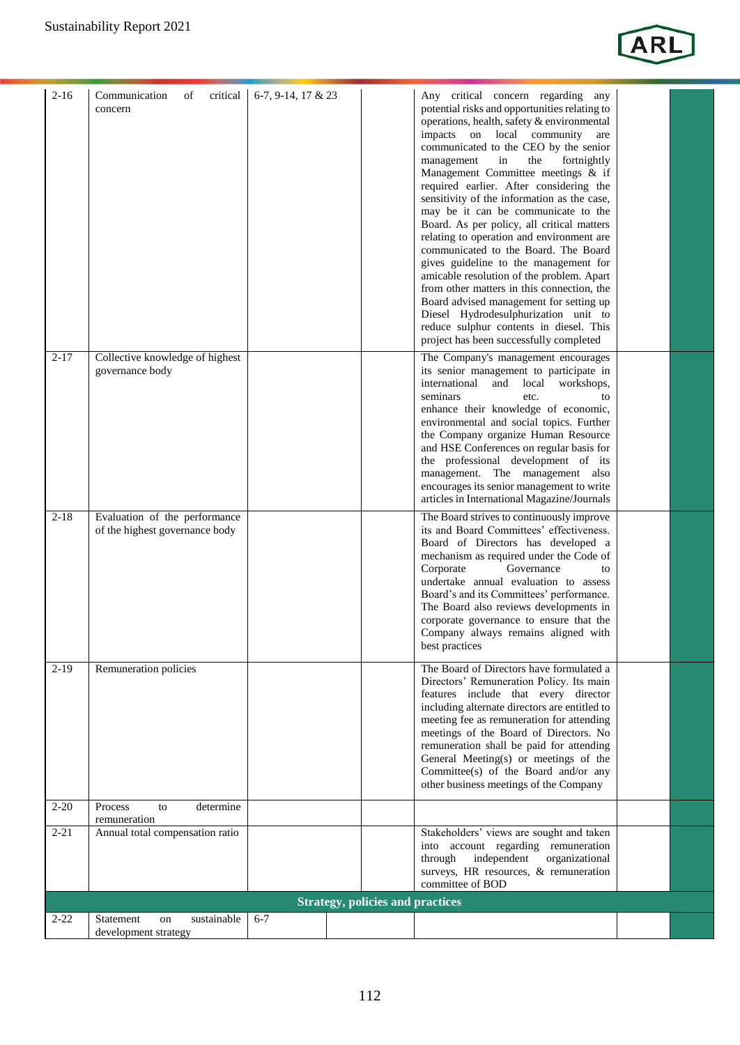| | | | | | | |
|---|---|---|---|---|---|---|
| 2-16 | Communication of critical concern | 6-7, 9-14, 17 & 23 | | Any critical concern regarding any potential risks and opportunities relating to operations, health, safety & environmental impacts on local community are communicated to the CEO by the senior management in the fortnightly Management Committee meetings & if required earlier. After considering the sensitivity of the information as the case, may be it can be communicate to the Board. As per policy, all critical matters relating to operation and environment are communicated to the Board. The Board gives guideline to the management for amicable resolution of the problem. Apart from other matters in this connection, the Board advised management for setting up Diesel Hydrodesulphurization unit to reduce sulphur contents in diesel. This project has been successfully completed | | |
| 2-17 | Collective knowledge of highest governance body | | | The Company's management encourages its senior management to participate in international and local workshops, seminars etc. to enhance their knowledge of economic, environmental and social topics. Further the Company organize Human Resource and HSE Conferences on regular basis for the professional development of its management. The management also encourages its senior management to write articles in International Magazine/Journals | | |
| 2-18 | Evaluation of the performance of the highest governance body | | | The Board strives to continuously improve its and Board Committees' effectiveness. Board of Directors has developed a mechanism as required under the Code of Corporate Governance to undertake annual evaluation to assess Board's and its Committees' performance. The Board also reviews developments in corporate governance to ensure that the Company always remains aligned with best practices | | |
| 2-19 | Remuneration policies | | | The Board of Directors have formulated a Directors' Remuneration Policy. Its main features include that every director including alternate directors are entitled to meeting fee as remuneration for attending meetings of the Board of Directors. No remuneration shall be paid for attending General Meeting(s) or meetings of the Committee(s) of the Board and/or any other business meetings of the Company | | |
| 2-20 | Process to determine remuneration | | | | | |
| 2-21 | Annual total compensation ratio | | | Stakeholders' views are sought and taken into account regarding remuneration through independent organizational surveys, HR resources, & remuneration committee of BOD | | |
| **Strategy, policies and practices** | | | | | | |
| 2-22 | Statement on sustainable development strategy | 6-7 | | | | |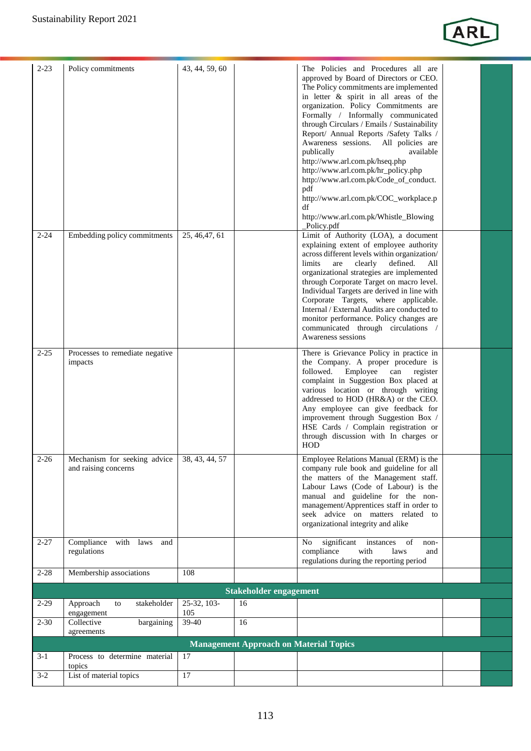| | | | | | | |
|---|---|---|---|---|---|---|
| 2-23 | Policy commitments | 43, 44, 59, 60 | | The Policies and Procedures all are approved by Board of Directors or CEO. The Policy commitments are implemented in letter & spirit in all areas of the organization. Policy Commitments are Formally / Informally communicated through Circulars / Emails / Sustainability Report/ Annual Reports /Safety Talks / Awareness sessions. All policies are publically available http://www.arl.com.pk/hseq.php http://www.arl.com.pk/hr_policy.php http://www.arl.com.pk/Code_of_conduct.pdf http://www.arl.com.pk/COC_workplace.pdf http://www.arl.com.pk/Whistle_Blowing_Policy.pdf | | |
| 2-24 | Embedding policy commitments | 25, 46,47, 61 | | Limit of Authority (LOA), a document explaining extent of employee authority across different levels within organization/ limits are clearly defined. All organizational strategies are implemented through Corporate Target on macro level. Individual Targets are derived in line with Corporate Targets, where applicable. Internal / External Audits are conducted to monitor performance. Policy changes are communicated through circulations / Awareness sessions | | |
| 2-25 | Processes to remediate negative impacts | | | There is Grievance Policy in practice in the Company. A proper procedure is followed. Employee can register complaint in Suggestion Box placed at various location or through writing addressed to HOD (HR&A) or the CEO. Any employee can give feedback for improvement through Suggestion Box / HSE Cards / Complain registration or through discussion with In charges or HOD | | |
| 2-26 | Mechanism for seeking advice and raising concerns | 38, 43, 44, 57 | | Employee Relations Manual (ERM) is the company rule book and guideline for all the matters of the Management staff. Labour Laws (Code of Labour) is the manual and guideline for the non-management/Apprentices staff in order to seek advice on matters related to organizational integrity and alike | | |
| 2-27 | Compliance with laws and regulations | | | No significant instances of non-compliance with laws and regulations during the reporting period | | |
| 2-28 | Membership associations | 108 | | | | |
| **Stakeholder engagement** | | | | | | |
| 2-29 | Approach to stakeholder engagement | 25-32, 103-105 | 16 | | | |
| 2-30 | Collective bargaining agreements | 39-40 | 16 | | | |
| **Management Approach on Material Topics** | | | | | | |
| 3-1 | Process to determine material topics | 17 | | | | |
| 3-2 | List of material topics | 17 | | | | |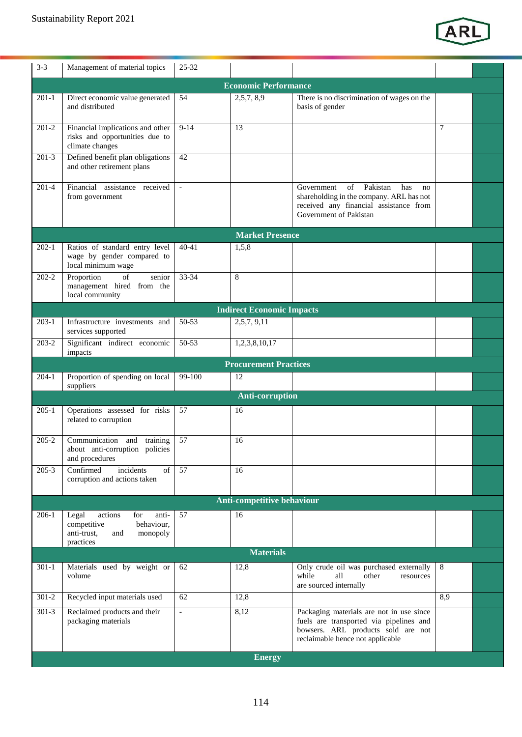| | | | | | | |
|---|---|---|---|---|---|---|
| 3-3 | Management of material topics | 25-32 | | | | |
| **Economic Performance** | | | | | | |
| 201-1 | Direct economic value generated and distributed | 54 | 2,5,7, 8,9 | There is no discrimination of wages on the basis of gender | | |
| 201-2 | Financial implications and other risks and opportunities due to climate changes | 9-14 | 13 | | 7 | |
| 201-3 | Defined benefit plan obligations and other retirement plans | 42 | | | | |
| 201-4 | Financial assistance received from government | - | | Government of Pakistan has no shareholding in the company. ARL has not received any financial assistance from Government of Pakistan | | |
| **Market Presence** | | | | | | |
| 202-1 | Ratios of standard entry level wage by gender compared to local minimum wage | 40-41 | 1,5,8 | | | |
| 202-2 | Proportion of senior management hired from the local community | 33-34 | 8 | | | |
| **Indirect Economic Impacts** | | | | | | |
| 203-1 | Infrastructure investments and services supported | 50-53 | 2,5,7, 9,11 | | | |
| 203-2 | Significant indirect economic impacts | 50-53 | 1,2,3,8,10,17 | | | |
| **Procurement Practices** | | | | | | |
| 204-1 | Proportion of spending on local suppliers | 99-100 | 12 | | | |
| **Anti-corruption** | | | | | | |
| 205-1 | Operations assessed for risks related to corruption | 57 | 16 | | | |
| 205-2 | Communication and training about anti-corruption policies and procedures | 57 | 16 | | | |
| 205-3 | Confirmed incidents of corruption and actions taken | 57 | 16 | | | |
| **Anti-competitive behaviour** | | | | | | |
| 206-1 | Legal actions for anti-competitive behaviour, anti-trust, and monopoly practices | 57 | 16 | | | |
| **Materials** | | | | | | |
| 301-1 | Materials used by weight or volume | 62 | 12,8 | Only crude oil was purchased externally while all other resources are sourced internally | 8 | |
| 301-2 | Recycled input materials used | 62 | 12,8 | | 8,9 | |
| 301-3 | Reclaimed products and their packaging materials | - | 8,12 | Packaging materials are not in use since fuels are transported via pipelines and bowsers. ARL products sold are not reclaimable hence not applicable | | |
| **Energy** | | | | | | |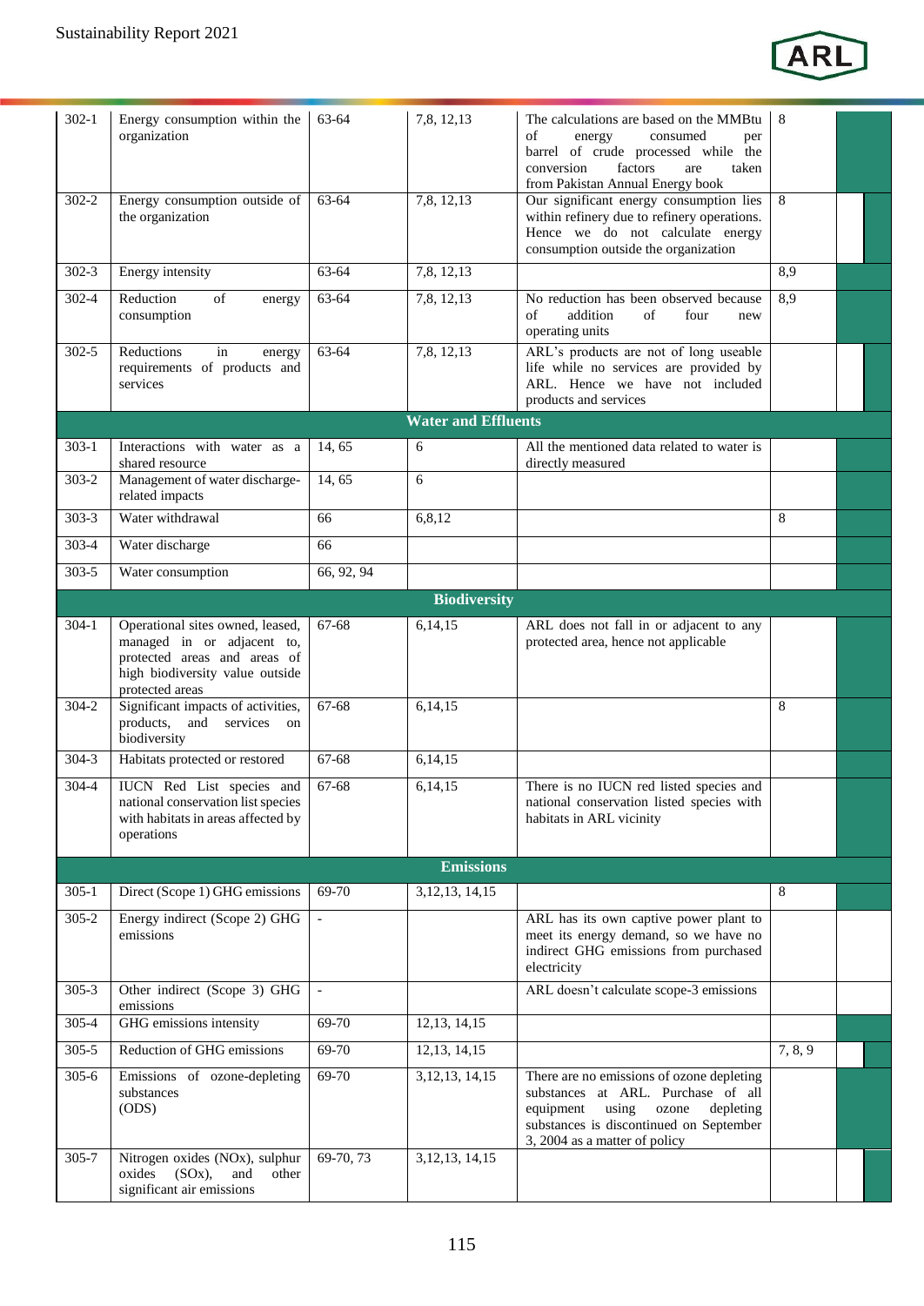| | | | | | | | |
|---|---|---|---|---|---|---|---|
| 302-1 | Energy consumption within the organization | 63-64 | 7,8, 12,13 | The calculations are based on the MMBtu of energy consumed per barrel of crude processed while the conversion factors are taken from Pakistan Annual Energy book | 8 | | |
| 302-2 | Energy consumption outside of the organization | 63-64 | 7,8, 12,13 | Our significant energy consumption lies within refinery due to refinery operations. Hence we do not calculate energy consumption outside the organization | 8 | | |
| 302-3 | Energy intensity | 63-64 | 7,8, 12,13 | | 8,9 | | |
| 302-4 | Reduction of energy consumption | 63-64 | 7,8, 12,13 | No reduction has been observed because of addition of four new operating units | 8,9 | | |
| 302-5 | Reductions in energy requirements of products and services | 63-64 | 7,8, 12,13 | ARL's products are not of long useable life while no services are provided by ARL. Hence we have not included products and services | | | |
| **Water and Effluents** | | | | | | | |
| 303-1 | Interactions with water as a shared resource | 14, 65 | 6 | All the mentioned data related to water is directly measured | | | |
| 303-2 | Management of water discharge-related impacts | 14, 65 | 6 | | | | |
| 303-3 | Water withdrawal | 66 | 6,8,12 | | 8 | | |
| 303-4 | Water discharge | 66 | | | | | |
| 303-5 | Water consumption | 66, 92, 94 | | | | | |
| **Biodiversity** | | | | | | | |
| 304-1 | Operational sites owned, leased, managed in or adjacent to, protected areas and areas of high biodiversity value outside protected areas | 67-68 | 6,14,15 | ARL does not fall in or adjacent to any protected area, hence not applicable | | | |
| 304-2 | Significant impacts of activities, products, and services on biodiversity | 67-68 | 6,14,15 | | 8 | | |
| 304-3 | Habitats protected or restored | 67-68 | 6,14,15 | | | | |
| 304-4 | IUCN Red List species and national conservation list species with habitats in areas affected by operations | 67-68 | 6,14,15 | There is no IUCN red listed species and national conservation listed species with habitats in ARL vicinity | | | |
| **Emissions** | | | | | | | |
| 305-1 | Direct (Scope 1) GHG emissions | 69-70 | 3,12,13, 14,15 | | 8 | | |
| 305-2 | Energy indirect (Scope 2) GHG emissions | - | | ARL has its own captive power plant to meet its energy demand, so we have no indirect GHG emissions from purchased electricity | | | |
| 305-3 | Other indirect (Scope 3) GHG emissions | - | | ARL doesn't calculate scope-3 emissions | | | |
| 305-4 | GHG emissions intensity | 69-70 | 12,13, 14,15 | | | | |
| 305-5 | Reduction of GHG emissions | 69-70 | 12,13, 14,15 | | 7, 8, 9 | | |
| 305-6 | Emissions of ozone-depleting substances (ODS) | 69-70 | 3,12,13, 14,15 | There are no emissions of ozone depleting substances at ARL. Purchase of all equipment using ozone depleting substances is discontinued on September 3, 2004 as a matter of policy | | | |
| 305-7 | Nitrogen oxides (NOx), sulphur oxides (SOx), and other significant air emissions | 69-70, 73 | 3,12,13, 14,15 | | | | |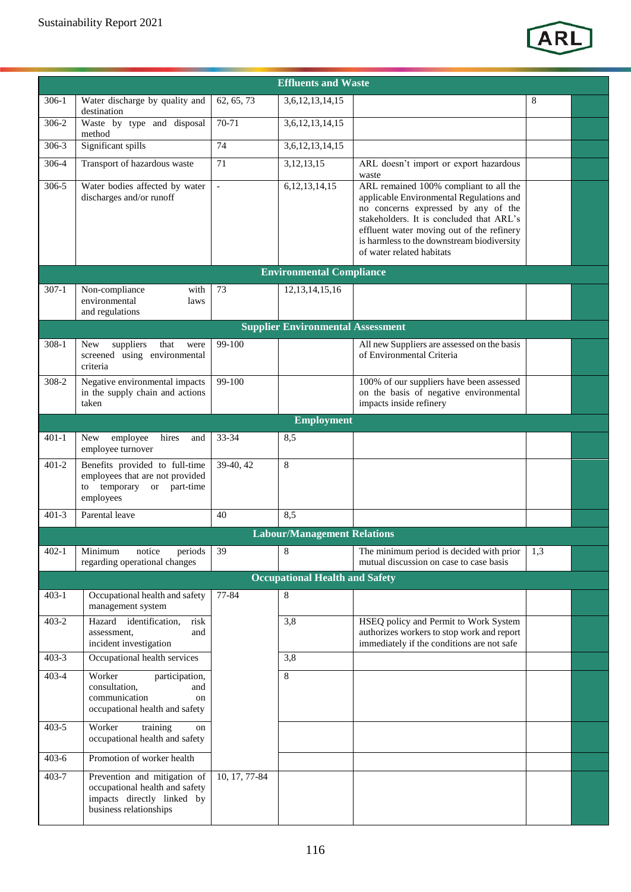| | | | | | | |
|---|---|---|---|---|---|---|
| **Effluents and Waste** | | | | | | |
| 306-1 | Water discharge by quality and destination | 62, 65, 73 | 3,6,12,13,14,15 | | 8 | |
| 306-2 | Waste by type and disposal method | 70-71 | 3,6,12,13,14,15 | | | |
| 306-3 | Significant spills | 74 | 3,6,12,13,14,15 | | | |
| 306-4 | Transport of hazardous waste | 71 | 3,12,13,15 | ARL doesn't import or export hazardous waste | | |
| 306-5 | Water bodies affected by water discharges and/or runoff | - | 6,12,13,14,15 | ARL remained 100% compliant to all the applicable Environmental Regulations and no concerns expressed by any of the stakeholders. It is concluded that ARL's effluent water moving out of the refinery is harmless to the downstream biodiversity of water related habitats | | |
| **Environmental Compliance** | | | | | | |
| 307-1 | Non-compliance with environmental laws and regulations | 73 | 12,13,14,15,16 | | | |
| **Supplier Environmental Assessment** | | | | | | |
| 308-1 | New suppliers that were screened using environmental criteria | 99-100 | | All new Suppliers are assessed on the basis of Environmental Criteria | | |
| 308-2 | Negative environmental impacts in the supply chain and actions taken | 99-100 | | 100% of our suppliers have been assessed on the basis of negative environmental impacts inside refinery | | |
| **Employment** | | | | | | |
| 401-1 | New employee hires and employee turnover | 33-34 | 8,5 | | | |
| 401-2 | Benefits provided to full-time employees that are not provided to temporary or part-time employees | 39-40, 42 | 8 | | | |
| 401-3 | Parental leave | 40 | 8,5 | | | |
| **Labour/Management Relations** | | | | | | |
| 402-1 | Minimum notice periods regarding operational changes | 39 | 8 | The minimum period is decided with prior mutual discussion on case to case basis | 1,3 | |
| **Occupational Health and Safety** | | | | | | |
| 403-1 | Occupational health and safety management system | 77-84 | 8 | | | |
| 403-2 | Hazard identification, risk assessment, and incident investigation | | 3,8 | HSEQ policy and Permit to Work System authorizes workers to stop work and report immediately if the conditions are not safe | | |
| 403-3 | Occupational health services | | 3,8 | | | |
| 403-4 | Worker participation, consultation, and communication on occupational health and safety | | 8 | | | |
| 403-5 | Worker training on occupational health and safety | | | | | |
| 403-6 | Promotion of worker health | | | | | |
| 403-7 | Prevention and mitigation of occupational health and safety impacts directly linked by business relationships | 10, 17, 77-84 | | | | |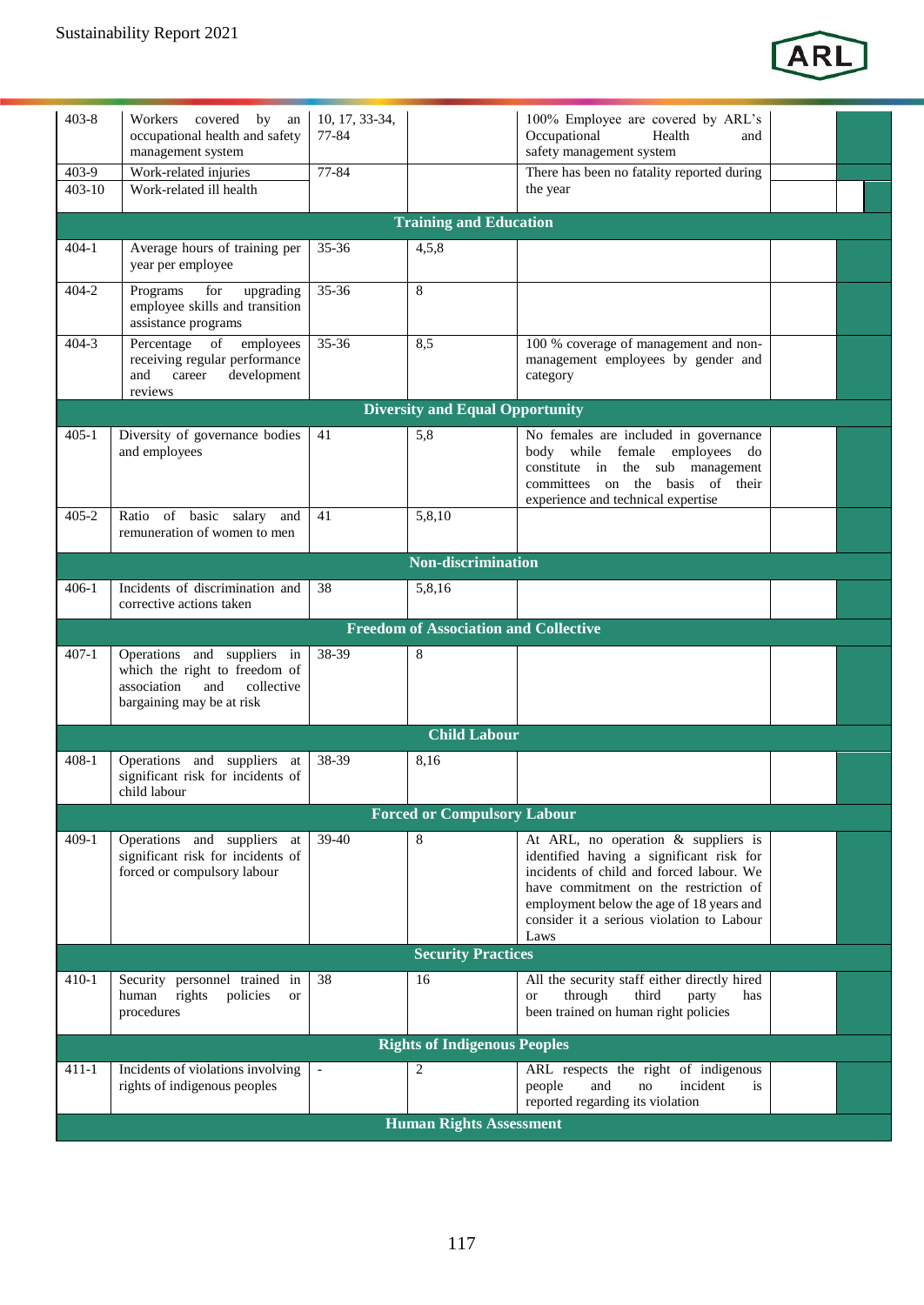| | | | | | | |
|---|---|---|---|---|---|---|
| 403-8 | Workers covered by an occupational health and safety management system | 10, 17, 33-34, 77-84 | | 100% Employee are covered by ARL's Occupational Health and safety management system | | |
| 403-9 | Work-related injuries | 77-84 | | There has been no fatality reported during the year | | |
| 403-10 | Work-related ill health | | | | | |
| **Training and Education** | | | | | | |
| 404-1 | Average hours of training per year per employee | 35-36 | 4,5,8 | | | |
| 404-2 | Programs for upgrading employee skills and transition assistance programs | 35-36 | 8 | | | |
| 404-3 | Percentage of employees receiving regular performance and career development reviews | 35-36 | 8,5 | 100 % coverage of management and non-management employees by gender and category | | |
| **Diversity and Equal Opportunity** | | | | | | |
| 405-1 | Diversity of governance bodies and employees | 41 | 5,8 | No females are included in governance body while female employees do constitute in the sub management committees on the basis of their experience and technical expertise | | |
| 405-2 | Ratio of basic salary and remuneration of women to men | 41 | 5,8,10 | | | |
| **Non-discrimination** | | | | | | |
| 406-1 | Incidents of discrimination and corrective actions taken | 38 | 5,8,16 | | | |
| **Freedom of Association and Collective** | | | | | | |
| 407-1 | Operations and suppliers in which the right to freedom of association and collective bargaining may be at risk | 38-39 | 8 | | | |
| **Child Labour** | | | | | | |
| 408-1 | Operations and suppliers at significant risk for incidents of child labour | 38-39 | 8,16 | | | |
| **Forced or Compulsory Labour** | | | | | | |
| 409-1 | Operations and suppliers at significant risk for incidents of forced or compulsory labour | 39-40 | 8 | At ARL, no operation & suppliers is identified having a significant risk for incidents of child and forced labour. We have commitment on the restriction of employment below the age of 18 years and consider it a serious violation to Labour Laws | | |
| **Security Practices** | | | | | | |
| 410-1 | Security personnel trained in human rights policies or procedures | 38 | 16 | All the security staff either directly hired or through third party has been trained on human right policies | | |
| **Rights of Indigenous Peoples** | | | | | | |
| 411-1 | Incidents of violations involving rights of indigenous peoples | - | 2 | ARL respects the right of indigenous people and no incident is reported regarding its violation | | |
| **Human Rights Assessment** | | | | | | |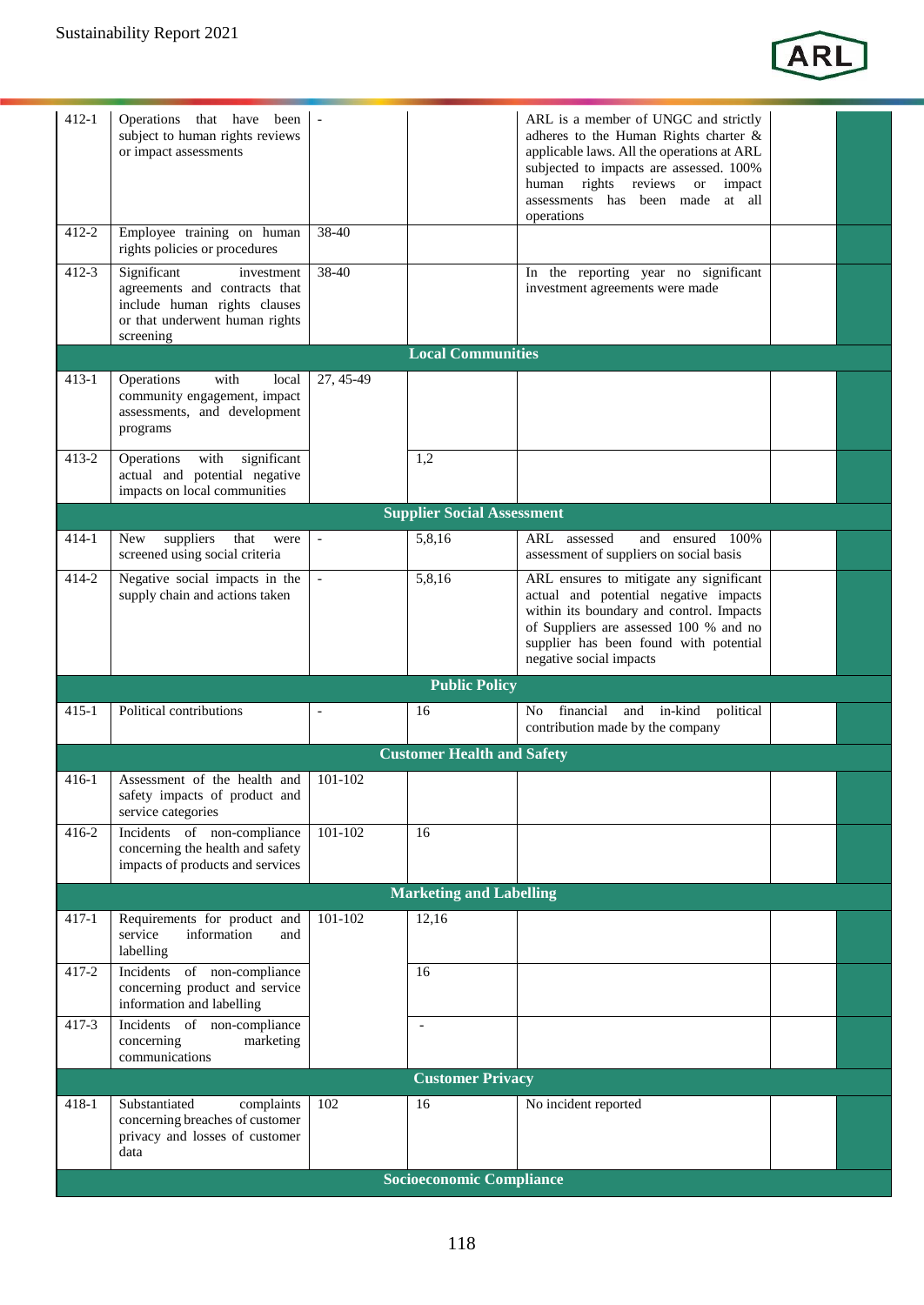| | | | | | | |
|---|---|---|---|---|---|---|
| 412-1 | Operations that have been subject to human rights reviews or impact assessments | - | | ARL is a member of UNGC and strictly adheres to the Human Rights charter & applicable laws. All the operations at ARL subjected to impacts are assessed. 100% human rights reviews or impact assessments has been made at all operations | | |
| 412-2 | Employee training on human rights policies or procedures | 38-40 | | | | |
| 412-3 | Significant investment agreements and contracts that include human rights clauses or that underwent human rights screening | 38-40 | | In the reporting year no significant investment agreements were made | | |
| **Local Communities** | | | | | | |
| 413-1 | Operations with local community engagement, impact assessments, and development programs | 27, 45-49 | | | | |
| 413-2 | Operations with significant actual and potential negative impacts on local communities | | 1,2 | | | |
| **Supplier Social Assessment** | | | | | | |
| 414-1 | New suppliers that were screened using social criteria | - | 5,8,16 | ARL assessed and ensured 100% assessment of suppliers on social basis | | |
| 414-2 | Negative social impacts in the supply chain and actions taken | - | 5,8,16 | ARL ensures to mitigate any significant actual and potential negative impacts within its boundary and control. Impacts of Suppliers are assessed 100 % and no supplier has been found with potential negative social impacts | | |
| **Public Policy** | | | | | | |
| 415-1 | Political contributions | - | 16 | No financial and in-kind political contribution made by the company | | |
| **Customer Health and Safety** | | | | | | |
| 416-1 | Assessment of the health and safety impacts of product and service categories | 101-102 | | | | |
| 416-2 | Incidents of non-compliance concerning the health and safety impacts of products and services | 101-102 | 16 | | | |
| **Marketing and Labelling** | | | | | | |
| 417-1 | Requirements for product and service information and labelling | 101-102 | 12,16 | | | |
| 417-2 | Incidents of non-compliance concerning product and service information and labelling | | 16 | | | |
| 417-3 | Incidents of non-compliance concerning marketing communications | | - | | | |
| **Customer Privacy** | | | | | | |
| 418-1 | Substantiated complaints concerning breaches of customer privacy and losses of customer data | 102 | 16 | No incident reported | | |
| **Socioeconomic Compliance** | | | | | | |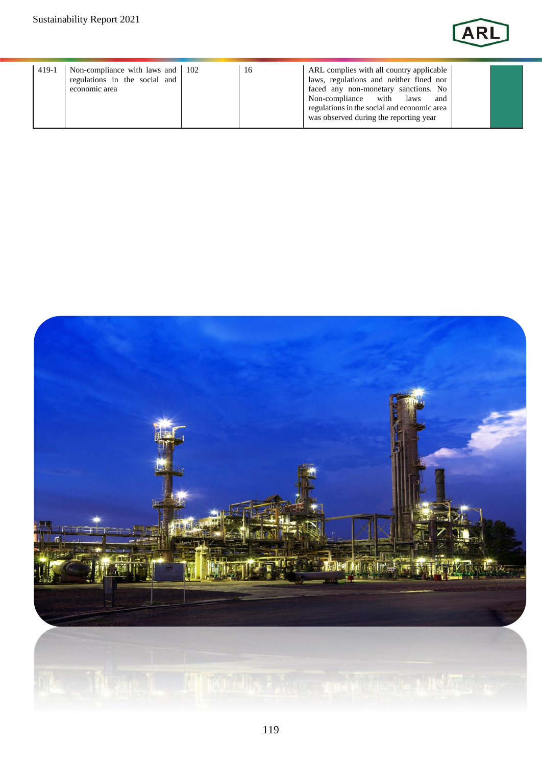| | | | | | | |
|---|---|---|---|---|---|---|
| 419-1 | Non-compliance with laws and regulations in the social and economic area | 102 | 16 | ARL complies with all country applicable laws, regulations and neither fined nor faced any non-monetary sanctions. No Non-compliance with laws and regulations in the social and economic area was observed during the reporting year | | |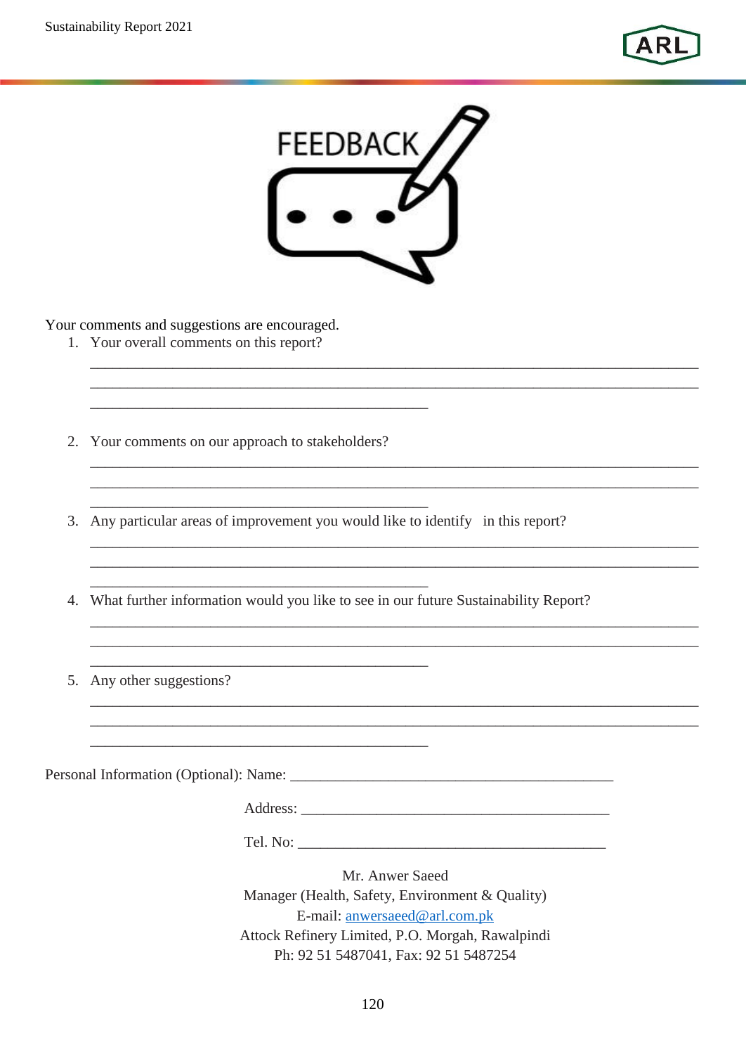# FEEDBACK

Your comments and suggestions are encouraged.

1. Your overall comments on this report?

_____________________________________________________________________________
_____________________________________________________________________________
_____________________________________________

2. Your comments on our approach to stakeholders?

_____________________________________________________________________________
_____________________________________________________________________________
_____________________________________________

3. Any particular areas of improvement you would like to identify in this report?

_____________________________________________________________________________
_____________________________________________________________________________
_____________________________________________

4. What further information would you like to see in our future Sustainability Report?

_____________________________________________________________________________
_____________________________________________________________________________
_____________________________________________

5. Any other suggestions?

_____________________________________________________________________________
_____________________________________________________________________________
_____________________________________________

Personal Information (Optional): Name: ___________________________________________

Address: _________________________________________

Tel. No: _________________________________________

Mr. Anwer Saeed
Manager (Health, Safety, Environment & Quality)
E-mail: anwersaeed@arl.com.pk
Attock Refinery Limited, P.O. Morgah, Rawalpindi
Ph: 92 51 5487041, Fax: 92 51 5487254